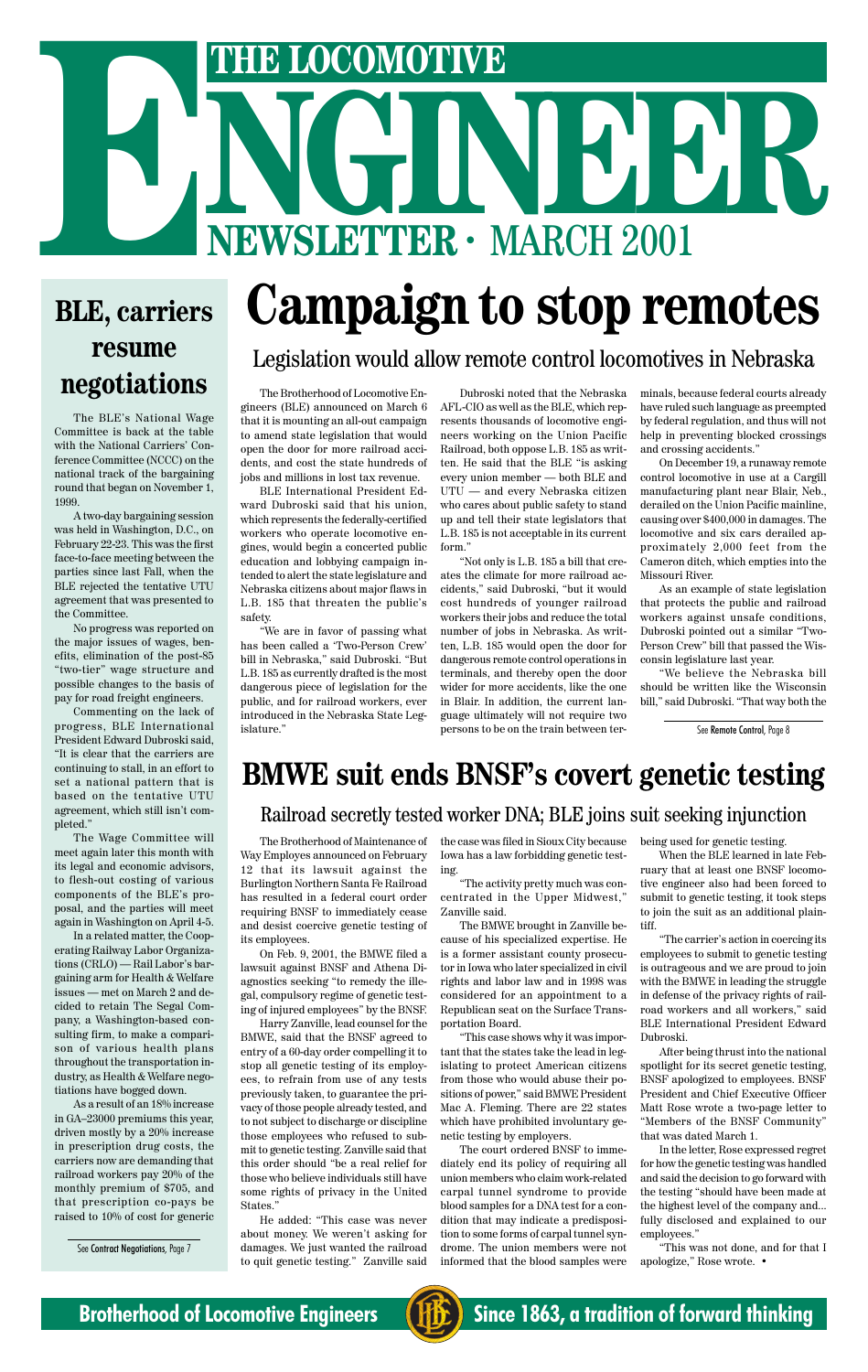# THE LOCOMOTIVE ENGINEER

## NEWSLETTER · MARCH 2001

# Campaign to stop remotes

## Legislation would allow remote control locomotives in Nebraska

The Brotherhood of Locomotive Engineers (BLE) announced on March 6 that it is mounting an all-out campaign to amend state legislation that would open the door for more railroad accidents, and cost the state hundreds of jobs and millions in lost tax revenue.

BLE International President Edward Dubroski said that his union, which represents the federally-certified workers who operate locomotive engines, would begin a concerted public education and lobbying campaign intended to alert the state legislature and Nebraska citizens about major flaws in L.B. 185 that threaten the public's safety.

"We are in favor of passing what has been called a 'Two-Person Crew' bill in Nebraska," said Dubroski. "But L.B. 185 as currently drafted is the most dangerous piece of legislation for the public, and for railroad workers, ever introduced in the Nebraska State Legislature."

Dubroski noted that the Nebraska AFL-CIO as well as the BLE, which represents thousands of locomotive engineers working on the Union Pacific Railroad, both oppose L.B. 185 as written. He said that the BLE "is asking every union member — both BLE and UTU — and every Nebraska citizen who cares about public safety to stand up and tell their state legislators that L.B. 185 is not acceptable in its current form."

"Not only is L.B. 185 a bill that creates the climate for more railroad accidents," said Dubroski, "but it would cost hundreds of younger railroad workers their jobs and reduce the total number of jobs in Nebraska. As written, L.B. 185 would open the door for dangerous remote control operations in terminals, and thereby open the door wider for more accidents, like the one in Blair. In addition, the current language ultimately will not require two persons to be on the train between terminals, because federal courts already have ruled such language as preempted by federal regulation, and thus will not help in preventing blocked crossings and crossing accidents."

On December 19, a runaway remote control locomotive in use at a Cargill manufacturing plant near Blair, Neb., derailed on the Union Pacific mainline, causing over $400,000 in damages. The locomotive and six cars derailed approximately 2,000 feet from the Cameron ditch, which empties into the Missouri River.

As an example of state legislation that protects the public and railroad workers against unsafe conditions, Dubroski pointed out a similar "Two-Person Crew" bill that passed the Wisconsin legislature last year.

"We believe the Nebraska bill should be written like the Wisconsin bill," said Dubroski. "That way both the

See Remote Control, Page 8

# BLE, carriers resume negotiations

The BLE's National Wage Committee is back at the table with the National Carriers' Conference Committee (NCCC) on the national track of the bargaining round that began on November 1, 1999.

A two-day bargaining session was held in Washington, D.C., on February 22-23. This was the first face-to-face meeting between the parties since last Fall, when the BLE rejected the tentative UTU agreement that was presented to the Committee.

No progress was reported on the major issues of wages, benefits, elimination of the post-85 "two-tier" wage structure and possible changes to the basis of pay for road freight engineers.

Commenting on the lack of progress, BLE International President Edward Dubroski said, "It is clear that the carriers are continuing to stall, in an effort to set a national pattern that is based on the tentative UTU agreement, which still isn't completed."

The Wage Committee will meet again later this month with its legal and economic advisors, to flesh-out costing of various components of the BLE's proposal, and the parties will meet again in Washington on April 4-5.

In a related matter, the Cooperating Railway Labor Organizations (CRLO) — Rail Labor's bargaining arm for Health & Welfare issues — met on March 2 and decided to retain The Segal Company, a Washington-based consulting firm, to make a comparison of various health plans throughout the transportation industry, as Health & Welfare negotiations have bogged down.

As a result of an 18% increase in GA–23000 premiums this year, driven mostly by a 20% increase in prescription drug costs, the carriers now are demanding that railroad workers pay 20% of the monthly premium of $705, and that prescription co-pays be raised to 10% of cost for generic

See Contract Negotiations, Page 7

# BMWE suit ends BNSF's covert genetic testing

## Railroad secretly tested worker DNA; BLE joins suit seeking injunction

The Brotherhood of Maintenance of Way Employes announced on February 12 that its lawsuit against the Burlington Northern Santa Fe Railroad has resulted in a federal court order requiring BNSF to immediately cease and desist coercive genetic testing of its employees.

On Feb. 9, 2001, the BMWE filed a lawsuit against BNSF and Athena Diagnostics seeking "to remedy the illegal, compulsory regime of genetic testing of injured employees" by the BNSF.

Harry Zanville, lead counsel for the BMWE, said that the BNSF agreed to entry of a 60-day order compelling it to stop all genetic testing of its employees, to refrain from use of any tests previously taken, to guarantee the privacy of those people already tested, and to not subject to discharge or discipline those employees who refused to submit to genetic testing. Zanville said that this order should "be a real relief for those who believe individuals still have some rights of privacy in the United States."

He added: "This case was never about money. We weren't asking for damages. We just wanted the railroad to quit genetic testing." Zanville said the case was filed in Sioux City because Iowa has a law forbidding genetic testing.

"The activity pretty much was concentrated in the Upper Midwest," Zanville said.

The BMWE brought in Zanville because of his specialized expertise. He is a former assistant county prosecutor in Iowa who later specialized in civil rights and labor law and in 1998 was considered for an appointment to a Republican seat on the Surface Transportation Board.

"This case shows why it was important that the states take the lead in legislating to protect American citizens from those who would abuse their positions of power," said BMWE President Mac A. Fleming. There are 22 states which have prohibited involuntary genetic testing by employers.

The court ordered BNSF to immediately end its policy of requiring all union members who claim work-related carpal tunnel syndrome to provide blood samples for a DNA test for a condition that may indicate a predisposition to some forms of carpal tunnel syndrome. The union members were not informed that the blood samples were being used for genetic testing.

When the BLE learned in late February that at least one BNSF locomotive engineer also had been forced to submit to genetic testing, it took steps to join the suit as an additional plaintiff.

"The carrier's action in coercing its employees to submit to genetic testing is outrageous and we are proud to join with the BMWE in leading the struggle in defense of the privacy rights of railroad workers and all workers," said BLE International President Edward Dubroski.

After being thrust into the national spotlight for its secret genetic testing, BNSF apologized to employees. BNSF President and Chief Executive Officer Matt Rose wrote a two-page letter to "Members of the BNSF Community" that was dated March 1.

In the letter, Rose expressed regret for how the genetic testing was handled and said the decision to go forward with the testing "should have been made at the highest level of the company and... fully disclosed and explained to our employees."

"This was not done, and for that I apologize," Rose wrote. •

**Brotherhood of Locomotive Engineers** · **Since 1863, a tradition of forward thinking**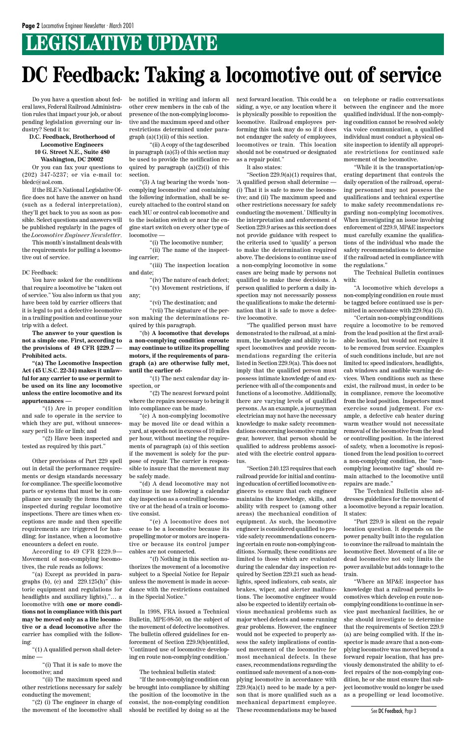# LEGISLATIVE UPDATE

# DC Feedback: Taking a locomotive out of service

Do you have a question about federal laws, Federal Railroad Administration rules that impact your job, or about pending legislation governing our industry? Send it to:

**D.C. Feedback, Brotherhood of Locomotive Engineers**
**10 G. Street N.E., Suite 480**
**Washington, DC 20002**

Or you can fax your questions to (202) 347-5237; or via e-mail to: bledc@aol.com.

If the BLE's National Legislative Office does not have the answer on hand (such as a federal interpretation), they'll get back to you as soon as possible. Select questions and answers will be published regularly in the pages of the *Locomotive Engineer Newsletter*.

This month's installment deals with the requirements for pulling a locomotive out of service.

DC Feedback:

You have asked for the conditions that require a locomotive be "taken out of service." You also inform us that you have been told by carrier officers that it is legal to put a defective locomotive in a trailing position and continue your trip with a defect.

**The answer to your question is not a simple one. First, according to the provisions of 49 CFR §229.7 — Prohibited acts.**

**"(a) The Locomotive Inspection Act (45 U.S.C. 22-34) makes it unlawful for any carrier to use or permit to be used on its line any locomotive unless the entire locomotive and its appurtenances —**

"(1) Are in proper condition and safe to operate in the service to which they are put, without unnecessary peril to life or limb; and

"(2) Have been inspected and tested as required by this part."

Other provisions of Part 229 spell out in detail the performance requirements or design standards necessary for compliance. The specific locomotive parts or systems that must be in compliance are usually the items that are inspected during regular locomotive inspections. There are times when exceptions are made and then specific requirements are triggered for handling; for instance, when a locomotive encounters a defect en route.

According to 49 CFR §229.9— Movement of non-complying locomotives, the rule reads as follows:

"(a) Except as provided in paragraphs (b), (c) and 229.125(h)" (historic equipment and regulations for headlights and auxiliary lights),"… a locomotive with **one or more conditions not in compliance with this part may be moved only as a lite locomotive or a dead locomotive** after the carrier has complied with the following:

"(1) A qualified person shall determine —

"(i) That it is safe to move the locomotive; and

"(ii) The maximum speed and other restrictions necessary for safely conducting the movement;

"(2) (i) The engineer in charge of the movement of the locomotive shall be notified in writing and inform all other crew members in the cab of the presence of the non-complying locomotive and the maximum speed and other restrictions determined under paragraph (a)(1)(ii) of this section.

"(ii) A copy of the tag described in paragraph (a)(3) of this section may be used to provide the notification required by paragraph (a)(2)(i) of this section.

"(3) A tag bearing the words 'non-complying locomotive' and containing the following information, shall be securely attached to the control stand on each MU or control cab locomotive and to the isolation switch or near the engine start switch on every other type of locomotive —

"(i) The locomotive number;

"(ii) The name of the inspecting carrier;

"(iii) The inspection location and date;

"(iv) The nature of each defect;

"(v) Movement restrictions, if any;

"(vi) The destination; and

"(vii) The signature of the person making the determinations required by this paragraph.

"(b) **A locomotive that develops a non-complying condition enroute may continue to utilize its propelling motors, if the requirements of paragraph (a) are otherwise fully met, until the earlier of-**

"(1) The next calendar day inspection, or

"(2) The nearest forward point where the repairs necessary to bring it into compliance can be made.

"(c) A non-complying locomotive may be moved lite or dead within a yard, at speeds not in excess of 10 miles per hour, without meeting the requirements of paragraph (a) of this section if the movement is solely for the purpose of repair. The carrier is responsible to insure that the movement may be safely made.

"(d) A dead locomotive may not continue in use following a calendar day inspection as a controlling locomotive or at the head of a train or locomotive consist.

"(e) A locomotive does not cease to be a locomotive because its propelling motor or motors are inoperative or because its control jumper cables are not connected.

"(f) Nothing in this section authorizes the movement of a locomotive subject to a Special Notice for Repair unless the movement is made in accordance with the restrictions contained in the Special Notice."

In 1998, FRA issued a Technical Bulletin, MPE-98-50, on the subject of the movement of defective locomotives. The bulletin offered guidelines for enforcement of Section 229.9(b)entitled, 'Continued use of locomotive developing en route non-complying condition.'

The technical bulletin stated:

"If the non-complying condition can be brought into compliance by shifting the position of the locomotive in the consist, the non-complying condition should be rectified by doing so at the next forward location. This could be a siding, a wye, or any location where it is physically possible to reposition the locomotive. Railroad employees performing this task may do so if it does not endanger the safety of employees, locomotives or train. This location should not be construed or designated as a repair point."

It also states:

"Section 229.9(a)(1) requires that, 'A qualified person shall determine — (i) That it is safe to move the locomotive; and (ii) The maximum speed and other restrictions necessary for safely conducting the movement.' Difficulty in the interpretation and enforcement of Section 229.9 arises as this section does not provide guidance with respect to the criteria used to 'qualify' a person to make the determination required above. The decisions to continue use of a non-complying locomotive in some cases are being made by persons not qualified to make these decisions. A person qualified to perform a daily inspection may not necessarily possess the qualifications to make the determination that it is safe to move a defective locomotive.

"The qualified person must have demonstrated to the railroad, at a minimum, the knowledge and ability to inspect locomotives and provide recommendations regarding the criteria listed in Section 229.9(a). This does not imply that the qualified person must possess intimate knowledge of and experience with all of the components and functions of a locomotive. Additionally, there are varying levels of qualified persons. As an example, a journeyman electrician may not have the necessary knowledge to make safety recommendations concerning locomotive running gear, however, that person should be qualified to address problems associated with the electric control apparatus.

"Section 240.123 requires that each railroad provide for initial and continuing education of certified locomotive engineers to ensure that each engineer maintains the knowledge, skills, and ability with respect to (among other areas) the mechanical condition of equipment. As such, the locomotive engineer is considered qualified to provide safety recommendations concerning certain en route non-complying conditions. Normally, these conditions are limited to those which are evaluated during the calendar day inspection required by Section 229.21 such as headlights, speed indicators, cab seats, air brakes, wiper, and alerter malfunctions. The locomotive engineer would also be expected to identify certain obvious mechanical problems such as major wheel defects and some running gear problems. However, the engineer would not be expected to properly assess the safety implications of continued movement of the locomotive for most mechanical defects. In these cases, recommendations regarding the continued safe movement of a non-complying locomotive in accordance with 229.9(a)(1) need to be made by a person that is more qualified such as a mechanical department employee. These recommendations may be based on telephone or radio conversations between the engineer and the more qualified individual. If the non-complying condition cannot be resolved solely via voice communication, a qualified individual must conduct a physical on-site inspection to identify all appropriate restrictions for continued safe movement of the locomotive.

"While it is the transportation/operating department that controls the daily operation of the railroad, operating personnel may not possess the qualifications and technical expertise to make safety recommendations regarding non-complying locomotives. When investigating an issue involving enforcement of 229.9, MP&E inspectors must carefully examine the qualifications of the individual who made the safety recommendations to determine if the railroad acted in compliance with the regulations."

The Technical Bulletin continues with:

"A locomotive which develops a non-complying condition en route must be tagged before continued use is permitted in accordance with 229.9(a) (3).

"Certain non-complying conditions require a locomotive to be removed from the lead position at the first available location, but would not require it to be removed from service. Examples of such conditions include, but are not limited to: speed indicators, headlights, cab windows and audible warning devices. When conditions such as these exist, the railroad must, in order to be in compliance, remove the locomotive from the lead position. Inspectors must exercise sound judgement. For example, a defective cab heater during warm weather would not necessitate removal of the locomotive from the lead or controlling position. In the interest of safety, when a locomotive is repositioned from the lead position to correct a non-complying condition, the "non-complying locomotive tag" should remain attached to the locomotive until repairs are made."

The Technical Bulletin also addresses guidelines for the movement of a locomotive beyond a repair location. It states:

"Part 229.9 is silent on the repair location question. It depends on the power penalty built into the regulation to convince the railroad to maintain the locomotive fleet. Movement of a lite or dead locomotive not only limits the power available but adds tonnage to the train.

"Where an MP&E inspector has knowledge that a railroad permits locomotives which develop en route non-complying conditions to continue in service past mechanical facilities, he or she should investigate to determine that the requirements of Section 229.9 (a) are being complied with. If the inspector is made aware that a non-complying locomotive was moved beyond a forward repair location, that has previously demonstrated the ability to effect repairs of the non-complying condition, he or she must ensure that subject locomotive would no longer be used as a propelling or lead locomotive.

See DC Feedback, Page 3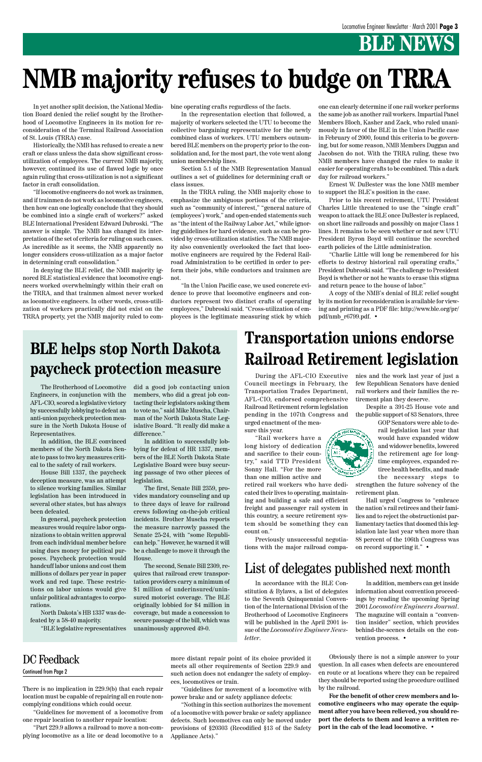# BLE NEWS

# NMB majority refuses to budge on TRRA

In yet another split decision, the National Mediation Board denied the relief sought by the Brotherhood of Locomotive Engineers in its motion for reconsideration of the Terminal Railroad Association of St. Louis (TRRA) case.

Historically, the NMB has refused to create a new craft or class unless the data show significant cross-utilization of employees. The current NMB majority, however, continued its use of flawed logic by once again ruling that cross-utilization is not a significant factor in craft consolidation.

"If locomotive engineers do not work as trainmen, and if trainmen do not work as locomotive engineers, then how can one logically conclude that they should be combined into a single craft of workers?" asked BLE International President Edward Dubroski. "The answer is simple. The NMB has changed its interpretation of the set of criteria for ruling on such cases. As incredible as it seems, the NMB apparently no longer considers cross-utilization as a major factor in determining craft consolidation."

In denying the BLE relief, the NMB majority ignored BLE statistical evidence that locomotive engineers worked overwhelmingly within their craft on the TRRA, and that trainmen almost never worked as locomotive engineers. In other words, cross-utilization of workers practically did not exist on the TRRA property, yet the NMB majority ruled to combine operating crafts regardless of the facts.

In the representation election that followed, a majority of workers selected the UTU to become the collective bargaining representative for the newly combined class of workers. UTU members outnumbered BLE members on the property prior to the consolidation and, for the most part, the vote went along union membership lines.

Section 5.1 of the NMB Representation Manual outlines a set of guidelines for determining craft or class issues.

In the TRRA ruling, the NMB majority chose to emphasize the ambiguous portions of the criteria, such as "community of interest," "general nature of (employees') work," and open-ended statements such as "the intent of the Railway Labor Act," while ignoring guidelines for hard evidence, such as can be provided by cross-utilization statistics. The NMB majority also conveniently overlooked the fact that locomotive engineers are required by the Federal Railroad Administration to be certified in order to perform their jobs, while conductors and trainmen are not.

"In the Union Pacific case, we used concrete evidence to prove that locomotive engineers and conductors represent two distinct crafts of operating employees," Dubroski said. "Cross-utilization of employees is the legitimate measuring stick by which one can clearly determine if one rail worker performs the same job as another rail workers. Impartial Panel Members Bloch, Kasher and Zack, who ruled unanimously in favor of the BLE in the Union Pacific case in February of 2000, found this criteria to be governing, but for some reason, NMB Members Duggan and Jacobsen do not. With the TRRA ruling, these two NMB members have changed the rules to make it easier for operating crafts to be combined. This a dark day for railroad workers."

Ernest W. DuBester was the lone NMB member to support the BLE's position in the case.

Prior to his recent retirement, UTU President Charles Little threatened to use the "single craft" weapon to attack the BLE once DuBester is replaced, on short line railroads and possibly on major Class 1 lines. It remains to be seen whether or not new UTU President Byron Boyd will continue the scorched earth policies of the Little administration.

"Charlie Little will long be remembered for his efforts to destroy historical rail operating crafts," President Dubroski said. "The challenge to President Boyd is whether or not he wants to erase this stigma and return peace to the house of labor."

A copy of the NMB's denial of BLE relief sought by its motion for reconsideration is available for viewing and printing as a PDF file: http://www.ble.org/pr/pdf/nmb_r6799.pdf. •

## BLE helps stop North Dakota paycheck protection measure

The Brotherhood of Locomotive Engineers, in conjunction with the AFL-CIO, scored a legislative victory by successfully lobbying to defeat an anti-union paycheck protection measure in the North Dakota House of Representatives.

In addition, the BLE convinced members of the North Dakota Senate to pass to two key measures critical to the safety of rail workers.

House Bill 1337, the paycheck deception measure, was an attempt to silence working families. Similar legislation has been introduced in several other states, but has always been defeated.

In general, paycheck protection measures would require labor organizations to obtain written approval from each individual member before using dues money for political purposes. Paycheck protection would handcuff labor unions and cost them millions of dollars per year in paper work and red tape. These restrictions on labor unions would give unfair political advantages to corporations.

North Dakota's HB 1337 was defeated by a 58-40 majority.

"BLE legislative representatives did a good job contacting union members, who did a great job contacting their legislators asking them to vote no," said Mike Muscha, Chairman of the North Dakota State Legislative Board. "It really did make a difference."

In addition to successfully lobbying for defeat of HR 1337, members of the BLE North Dakota State Legislative Board were busy securing passage of two other pieces of legislation.

The first, Senate Bill 2359, provides mandatory counseling and up to three days of leave for railroad crews following on-the-job critical incidents. Brother Muscha reports the measure narrowly passed the Senate 25-24, with "some Republican help." However, he warned it will be a challenge to move it through the House.

The second, Senate Bill 2309, requires that railroad crew transportation providers carry a minimum of $1 million of underinsured/uninsured motorist coverage. The BLE originally lobbied for $4 million in coverage, but made a concession to secure passage of the bill, which was unanimously approved 49-0.

## Transportation unions endorse Railroad Retirement legislation

During the AFL-CIO Executive Council meetings in February, the Transportation Trades Department, AFL-CIO, endorsed comprehensive Railroad Retirement reform legislation pending in the 107th Congress and urged enactment of the measure this year.

"Rail workers have a long history of dedication and sacrifice to their country," said TTD President Sonny Hall. "For the more than one million active and retired rail workers who have dedicated their lives to operating, maintaining and building a safe and efficient freight and passenger rail system in this country, a secure retirement system should be something they can count on."

Previously unsuccessful negotiations with the major railroad companies and the work last year of just a few Republican Senators have denied rail workers and their families the retirement plan they deserve.

Despite a 391-25 House vote and the public support of 83 Senators, three GOP Senators were able to derail legislation last year that would have expanded widow and widower benefits, lowered the retirement age for longtime employees, expanded retiree health benefits, and made the necessary steps to strengthen the future solvency of the retirement plan.

Hall urged Congress to "embrace the nation's rail retirees and their families and to reject the obstructionist parliamentary tactics that doomed this legislation late last year when more than 88 percent of the 106th Congress was on record supporting it." •

## List of delegates published next month

In accordance with the BLE Constitution & Bylaws, a list of delegates to the Seventh Quinquennial Convention of the International Division of the Brotherhood of Locomotive Engineers will be published in the April 2001 issue of the *Locomotive Engineer Newsletter*.

In addition, members can get inside information about convention proceedings by reading the upcoming Spring 2001 *Locomotive Engineers Journal*. The magazine will contain a "convention insider" section, which provides behind-the-scenes details on the convention process. •

## DC Feedback

Continued from Page 2

There is no implication in 229.9(b) that each repair location must be capable of repairing all en route noncomplying conditions which could occur.

"Guidelines for movement of a locomotive from one repair location to another repair location:

"Part 229.9 allows a railroad to move a non-complying locomotive as a lite or dead locomotive to a more distant repair point of its choice provided it meets all other requirements of Section 229.9 and such action does not endanger the safety of employees, locomotives or train.

"Guidelines for movement of a locomotive with power brake or safety appliance defects:

"Nothing in this section authorizes the movement of a locomotive with power brake or safety appliance defects. Such locomotives can only be moved under provisions of §20303 (Recodified §13 of the Safety Appliance Acts)."

Obviously there is not a simple answer to your question. In all cases when defects are encountered en route or at locations where they can be repaired they should be reported using the procedure outlined by the railroad.

**For the benefit of other crew members and locomotive engineers who may operate the equipment after you have been relieved, you should report the defects to them and leave a written report in the cab of the lead locomotive. •**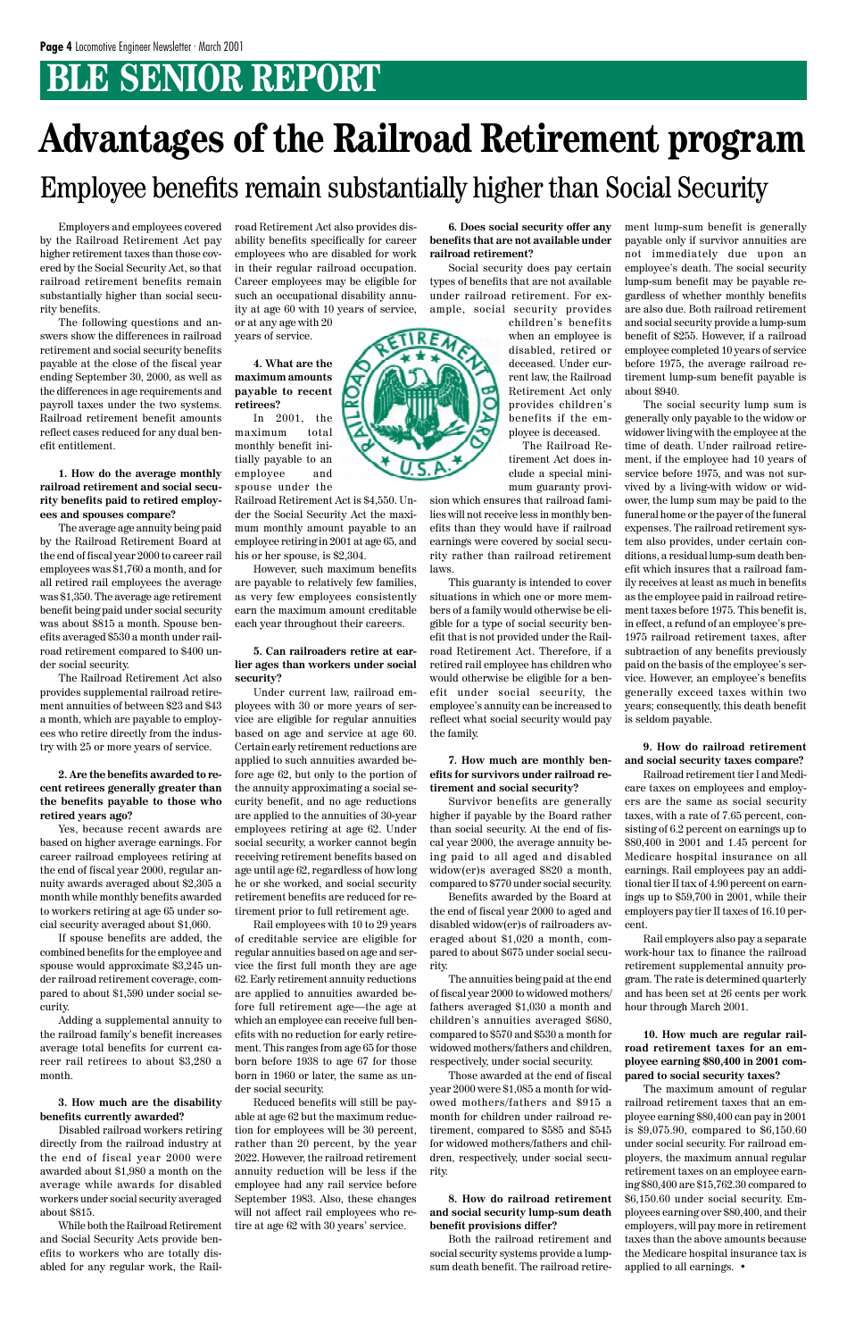# BLE SENIOR REPORT

# Advantages of the Railroad Retirement program

## Employee benefits remain substantially higher than Social Security

Employers and employees covered by the Railroad Retirement Act pay higher retirement taxes than those covered by the Social Security Act, so that railroad retirement benefits remain substantially higher than social security benefits.

The following questions and answers show the differences in railroad retirement and social security benefits payable at the close of the fiscal year ending September 30, 2000, as well as the differences in age requirements and payroll taxes under the two systems. Railroad retirement benefit amounts reflect cases reduced for any dual benefit entitlement.

**1. How do the average monthly railroad retirement and social security benefits paid to retired employees and spouses compare?**

The average age annuity being paid by the Railroad Retirement Board at the end of fiscal year 2000 to career rail employees was $1,760 a month, and for all retired rail employees the average was $1,350. The average age retirement benefit being paid under social security was about $815 a month. Spouse benefits averaged $530 a month under railroad retirement compared to $400 under social security.

The Railroad Retirement Act also provides supplemental railroad retirement annuities of between $23 and $43 a month, which are payable to employees who retire directly from the industry with 25 or more years of service.

**2. Are the benefits awarded to recent retirees generally greater than the benefits payable to those who retired years ago?**

Yes, because recent awards are based on higher average earnings. For career railroad employees retiring at the end of fiscal year 2000, regular annuity awards averaged about $2,305 a month while monthly benefits awarded to workers retiring at age 65 under social security averaged about $1,060.

If spouse benefits are added, the combined benefits for the employee and spouse would approximate $3,245 under railroad retirement coverage, compared to about $1,590 under social security.

Adding a supplemental annuity to the railroad family's benefit increases average total benefits for current career rail retirees to about $3,280 a month.

**3. How much are the disability benefits currently awarded?**

Disabled railroad workers retiring directly from the railroad industry at the end of fiscal year 2000 were awarded about $1,980 a month on the average while awards for disabled workers under social security averaged about $815.

While both the Railroad Retirement and Social Security Acts provide benefits to workers who are totally disabled for any regular work, the Railroad Retirement Act also provides disability benefits specifically for career employees who are disabled for work in their regular railroad occupation. Career employees may be eligible for such an occupational disability annuity at age 60 with 10 years of service, or at any age with 20 years of service.

**4. What are the maximum amounts payable to recent retirees?**

In 2001, the maximum total monthly benefit initially payable to an employee and spouse under the Railroad Retirement Act is $4,550. Under the Social Security Act the maximum monthly amount payable to an employee retiring in 2001 at age 65, and his or her spouse, is $2,304.

However, such maximum benefits are payable to relatively few families, as very few employees consistently earn the maximum amount creditable each year throughout their careers.

**5. Can railroaders retire at earlier ages than workers under social security?**

Under current law, railroad employees with 30 or more years of service are eligible for regular annuities based on age and service at age 60. Certain early retirement reductions are applied to such annuities awarded before age 62, but only to the portion of the annuity approximating a social security benefit, and no age reductions are applied to the annuities of 30-year employees retiring at age 62. Under social security, a worker cannot begin receiving retirement benefits based on age until age 62, regardless of how long he or she worked, and social security retirement benefits are reduced for retirement prior to full retirement age.

Rail employees with 10 to 29 years of creditable service are eligible for regular annuities based on age and service the first full month they are age 62. Early retirement annuity reductions are applied to annuities awarded before full retirement age—the age at which an employee can receive full benefits with no reduction for early retirement. This ranges from age 65 for those born before 1938 to age 67 for those born in 1960 or later, the same as under social security.

Reduced benefits will still be payable at age 62 but the maximum reduction for employees will be 30 percent, rather than 20 percent, by the year 2022. However, the railroad retirement annuity reduction will be less if the employee had any rail service before September 1983. Also, these changes will not affect rail employees who retire at age 62 with 30 years' service.

**6. Does social security offer any benefits that are not available under railroad retirement?**

Social security does pay certain types of benefits that are not available under railroad retirement. For example, social security provides children's benefits when an employee is disabled, retired or deceased. Under current law, the Railroad Retirement Act only provides children's benefits if the employee is deceased.

The Railroad Retirement Act does include a special minimum guaranty provision which ensures that railroad families will not receive less in monthly benefits than they would have if railroad earnings were covered by social security rather than railroad retirement laws.

This guaranty is intended to cover situations in which one or more members of a family would otherwise be eligible for a type of social security benefit that is not provided under the Railroad Retirement Act. Therefore, if a retired rail employee has children who would otherwise be eligible for a benefit under social security, the employee's annuity can be increased to reflect what social security would pay the family.

**7. How much are monthly benefits for survivors under railroad retirement and social security?**

Survivor benefits are generally higher if payable by the Board rather than social security. At the end of fiscal year 2000, the average annuity being paid to all aged and disabled widow(er)s averaged $820 a month, compared to $770 under social security.

Benefits awarded by the Board at the end of fiscal year 2000 to aged and disabled widow(er)s of railroaders averaged about $1,020 a month, compared to about $675 under social security.

The annuities being paid at the end of fiscal year 2000 to widowed mothers/fathers averaged $1,030 a month and children's annuities averaged $680, compared to $570 and $530 a month for widowed mothers/fathers and children, respectively, under social security.

Those awarded at the end of fiscal year 2000 were $1,085 a month for widowed mothers/fathers and $915 a month for children under railroad retirement, compared to $585 and $545 for widowed mothers/fathers and children, respectively, under social security.

**8. How do railroad retirement and social security lump-sum death benefit provisions differ?**

Both the railroad retirement and social security systems provide a lump-sum death benefit. The railroad retirement lump-sum benefit is generally payable only if survivor annuities are not immediately due upon an employee's death. The social security lump-sum benefit may be payable regardless of whether monthly benefits are also due. Both railroad retirement and social security provide a lump-sum benefit of $255. However, if a railroad employee completed 10 years of service before 1975, the average railroad retirement lump-sum benefit payable is about $940.

The social security lump sum is generally only payable to the widow or widower living with the employee at the time of death. Under railroad retirement, if the employee had 10 years of service before 1975, and was not survived by a living-with widow or widower, the lump sum may be paid to the funeral home or the payer of the funeral expenses. The railroad retirement system also provides, under certain conditions, a residual lump-sum death benefit which insures that a railroad family receives at least as much in benefits as the employee paid in railroad retirement taxes before 1975. This benefit is, in effect, a refund of an employee's pre-1975 railroad retirement taxes, after subtraction of any benefits previously paid on the basis of the employee's service. However, an employee's benefits generally exceed taxes within two years; consequently, this death benefit is seldom payable.

**9. How do railroad retirement and social security taxes compare?**

Railroad retirement tier I and Medicare taxes on employees and employers are the same as social security taxes, with a rate of 7.65 percent, consisting of 6.2 percent on earnings up to $80,400 in 2001 and 1.45 percent for Medicare hospital insurance on all earnings. Rail employees pay an additional tier II tax of 4.90 percent on earnings up to $59,700 in 2001, while their employers pay tier II taxes of 16.10 percent.

Rail employers also pay a separate work-hour tax to finance the railroad retirement supplemental annuity program. The rate is determined quarterly and has been set at 26 cents per work hour through March 2001.

**10. How much are regular railroad retirement taxes for an employee earning $80,400 in 2001 compared to social security taxes?**

The maximum amount of regular railroad retirement taxes that an employee earning $80,400 can pay in 2001 is $9,075.90, compared to $6,150.60 under social security. For railroad employers, the maximum annual regular retirement taxes on an employee earning $80,400 are $15,762.30 compared to $6,150.60 under social security. Employees earning over $80,400, and their employers, will pay more in retirement taxes than the above amounts because the Medicare hospital insurance tax is applied to all earnings. •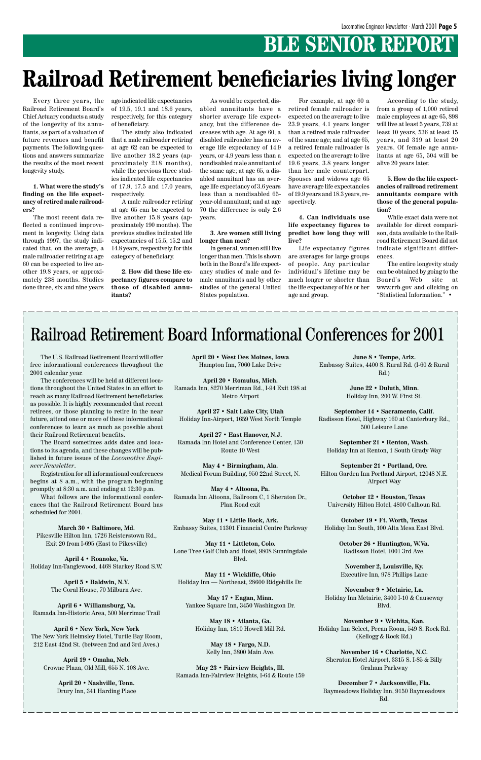# BLE SENIOR REPORT

# Railroad Retirement beneficiaries living longer

Every three years, the Railroad Retirement Board's Chief Actuary conducts a study of the longevity of its annuitants, as part of a valuation of future revenues and benefit payments. The following questions and answers summarize the results of the most recent longevity study.

**1. What were the study's finding on the life expectancy of retired male railroaders?**

The most recent data reflected a continued improvement in longevity. Using data through 1997, the study indicated that, on the average, a male railroader retiring at age 60 can be expected to live another 19.8 years, or approximately 238 months. Studies done three, six and nine years ago indicated life expectancies of 19.5, 19.1 and 18.6 years, respectively, for this category of beneficiary.

The study also indicated that a male railroader retiring at age 62 can be expected to live another 18.2 years (approximately 218 months), while the previous three studies indicated life expectancies of 17.9, 17.5 and 17.0 years, respectively.

A male railroader retiring at age 65 can be expected to live another 15.8 years (approximately 190 months). The previous studies indicated life expectancies of 15.5, 15.2 and 14.8 years, respectively, for this category of beneficiary.

**2. How did these life expectancy figures compare to those of disabled annuitants?**

As would be expected, disabled annuitants have a shorter average life expectancy, but the difference decreases with age. At age 60, a disabled railroader has an average life expectancy of 14.9 years, or 4.9 years less than a nondisabled male annuitant of the same age; at age 65, a disabled annuitant has an average life expectancy of 3.6 years less than a nondisabled 65-year-old annuitant; and at age 70 the difference is only 2.6 years.

**3. Are women still living longer than men?**

In general, women still live longer than men. This is shown both in the Board's life expectancy studies of male and female annuitants and by other studies of the general United States population.

For example, at age 60 a retired female railroader is expected on the average to live 23.9 years, 4.1 years longer than a retired male railroader of the same age; and at age 65, a retired female railroader is expected on the average to live 19.6 years, 3.8 years longer than her male counterpart. Spouses and widows age 65 have average life expectancies of 19.9 years and 18.3 years, respectively.

**4. Can individuals use life expectancy figures to predict how long they will live?**

Life expectancy figures are averages for large groups of people. Any particular individual's lifetime may be much longer or shorter than the life expectancy of his or her age and group.

According to the study, from a group of 1,000 retired male employees at age 65, 898 will live at least 5 years, 739 at least 10 years, 536 at least 15 years, and 319 at least 20 years. Of female age annuitants at age 65, 504 will be alive 20 years later.

**5. How do the life expectancies of railroad retirement annuitants compare with those of the general population?**

While exact data were not available for direct comparison, data available to the Railroad Retirement Board did not indicate significant differences.

The entire longevity study can be obtained by going to the Board's Web site at www.rrb.gov and clicking on "Statistical Information." •

# Railroad Retirement Board Informational Conferences for 2001

The U.S. Railroad Retirement Board will offer free informational conferences throughout the 2001 calendar year.

The conferences will be held at different locations throughout the United States in an effort to reach as many Railroad Retirement beneficiaries as possible. It is highly recommended that recent retirees, or those planning to retire in the near future, attend one or more of these informational conferences to learn as much as possible about their Railroad Retirement benefits.

The Board sometimes adds dates and locations to its agenda, and these changes will be published in future issues of the *Locomotive Engineer Newsletter*.

Registration for all informational conferences begins at 8 a.m., with the program beginning promptly at 8:30 a.m. and ending at 12:30 p.m.

What follows are the informational conferences that the Railroad Retirement Board has scheduled for 2001.

**March 30 • Baltimore, Md.**
Pikesville Hilton Inn, 1726 Reisterstown Rd., Exit 20 from I-695 (East to Pikesville)

**April 4 • Roanoke, Va.**
Holiday Inn-Tanglewood, 4468 Starkey Road S.W.

**April 5 • Baldwin, N.Y.**
The Coral House, 70 Milburn Ave.

**April 6 • Williamsburg, Va.**
Ramada Inn-Historic Area, 500 Merrimac Trail

**April 6 • New York, New York**
The New York Helmsley Hotel, Turtle Bay Room, 212 East 42nd St. (between 2nd and 3rd Aves.)

**April 19 • Omaha, Neb.**
Crowne Plaza, Old Mill, 655 N. 108 Ave.

**April 20 • Nashville, Tenn.**
Drury Inn, 341 Harding Place

**April 20 • West Des Moines, Iowa**
Hampton Inn, 7060 Lake Drive

**April 20 • Romulus, Mich.**
Ramada Inn, 8270 Merriman Rd., I-94 Exit 198 at Metro Airport

**April 27 • Salt Lake City, Utah**
Holiday Inn-Airport, 1659 West North Temple

**April 27 • East Hanover, N.J.**
Ramada Inn Hotel and Conference Center, 130 Route 10 West

**May 4 • Birmingham, Ala.**
Medical Forum Building, 950 22nd Street, N.

**May 4 • Altoona, Pa.**
Ramada Inn Altoona, Ballroom C, 1 Sheraton Dr., Plan Road exit

**May 11 • Little Rock, Ark.**
Embassy Suites, 11301 Financial Centre Parkway

**May 11 • Littleton, Colo.**
Lone Tree Golf Club and Hotel, 9808 Sunningdale Blvd.

**May 11 • Wickliffe, Ohio**
Holiday Inn — Northeast, 28600 Ridgehills Dr.

**May 17 • Eagan, Minn.**
Yankee Square Inn, 3450 Washington Dr.

**May 18 • Atlanta, Ga.**
Holiday Inn, 1810 Howell Mill Rd.

**May 18 • Fargo, N.D.**
Kelly Inn, 3800 Main Ave.

**May 23 • Fairview Heights, Ill.**
Ramada Inn-Fairview Heights, I-64 & Route 159

**June 8 • Tempe, Ariz.**
Embassy Suites, 4400 S. Rural Rd. (I-60 & Rural Rd.)

**June 22 • Duluth, Minn.**
Holiday Inn, 200 W. First St.

**September 14 • Sacramento, Calif.**
Radisson Hotel, Highway 160 at Canterbury Rd., 500 Leisure Lane

**September 21 • Renton, Wash.**
Holiday Inn at Renton, 1 South Grady Way

**September 21 • Portland, Ore.**
Hilton Garden Inn Portland Airport, 12048 N.E. Airport Way

**October 12 • Houston, Texas**
University Hilton Hotel, 4800 Calhoun Rd.

**October 19 • Ft. Worth, Texas**
Holiday Inn South, 100 Alta Mesa East Blvd.

**October 26 • Huntington, W.Va.**
Radisson Hotel, 1001 3rd Ave.

**November 2, Louisville, Ky.**
Executive Inn, 978 Phillips Lane

**November 9 • Metairie, La.**
Holiday Inn Metairie, 3400 I-10 & Causeway Blvd.

**November 9 • Wichita, Kan.**
Holiday Inn Select, Pecan Room, 549 S. Rock Rd. (Kellogg & Rock Rd.)

**November 16 • Charlotte, N.C.**
Sheraton Hotel Airport, 3315 S. I-85 & Billy Graham Parkway

**December 7 • Jacksonville, Fla.**
Baymeadows Holiday Inn, 9150 Baymeadows Rd.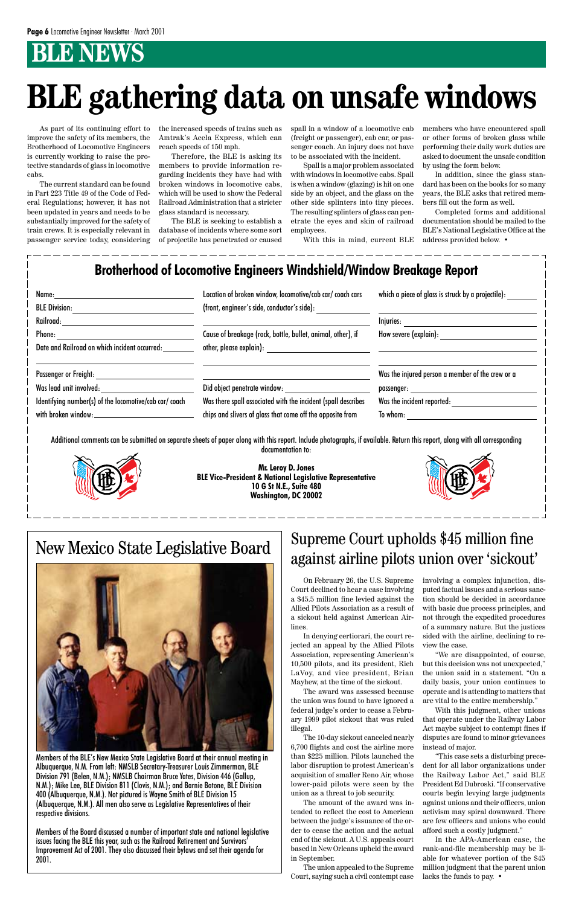# BLE NEWS

# BLE gathering data on unsafe windows

As part of its continuing effort to improve the safety of its members, the Brotherhood of Locomotive Engineers is currently working to raise the protective standards of glass in locomotive cabs.

The current standard can be found in Part 223 Title 49 of the Code of Federal Regulations; however, it has not been updated in years and needs to be substantially improved for the safety of train crews. It is especially relevant in passenger service today, considering the increased speeds of trains such as Amtrak's Acela Express, which can reach speeds of 150 mph.

Therefore, the BLE is asking its members to provide information regarding incidents they have had with broken windows in locomotive cabs, which will be used to show the Federal Railroad Administration that a stricter glass standard is necessary.

The BLE is seeking to establish a database of incidents where some sort of projectile has penetrated or caused spall in a window of a locomotive cab (freight or passenger), cab car, or passenger coach. An injury does not have to be associated with the incident.

Spall is a major problem associated with windows in locomotive cabs. Spall is when a window (glazing) is hit on one side by an object, and the glass on the other side splinters into tiny pieces. The resulting splinters of glass can penetrate the eyes and skin of railroad employees.

With this in mind, current BLE members who have encountered spall or other forms of broken glass while performing their daily work duties are asked to document the unsafe condition by using the form below.

In addition, since the glass standard has been on the books for so many years, the BLE asks that retired members fill out the form as well.

Completed forms and additional documentation should be mailed to the BLE's National Legislative Office at the address provided below. •

## Brotherhood of Locomotive Engineers Windshield/Window Breakage Report

Name: ____________

BLE Division: ____________

Railroad: ____________

Phone: ____________

Date and Railroad on which incident occurred: ____________

Passenger or Freight: ____________

Was lead unit involved: ____________

Identifying number(s) of the locomotive/cab car/ coach with broken window: ____________

Location of broken window, locomotive/cab car/ coach cars (front, engineer's side, conductor's side): ____________

Cause of breakage (rock, bottle, bullet, animal, other), if other, please explain): ____________

Did object penetrate window: ____________

Was there spall associated with the incident (spall describes chips and slivers of glass that come off the opposite from which a piece of glass is struck by a projectile): ____________

Injuries: ____________

How severe (explain): ____________

Was the injured person a member of the crew or a passenger: ____________

Was the incident reported: ____________

To whom: ____________

Additional comments can be submitted on separate sheets of paper along with this report. Include photographs, if available. Return this report, along with all corresponding documentation to:

**Mr. Leroy D. Jones**
**BLE Vice-President & National Legislative Representative**
**10 G St N.E., Suite 480**
**Washington, DC 20002**

## New Mexico State Legislative Board

Members of the BLE's New Mexico State Legislative Board at their annual meeting in Albuquerque, N.M. From left: NMSLB Secretary-Treasurer Louis Zimmerman, BLE Division 791 (Belen, N.M.); NMSLB Chairman Bruce Yates, Division 446 (Gallup, N.M.); Mike Lee, BLE Division 811 (Clovis, N.M.); and Barnie Botone, BLE Division 400 (Albuquerque, N.M.). Not pictured is Wayne Smith of BLE Division 15 (Albuquerque, N.M.). All men also serve as Legislative Representatives of their respective divisions.

Members of the Board discussed a number of important state and national legislative issues facing the BLE this year, such as the Railroad Retirement and Survivors' Improvement Act of 2001. They also discussed their bylaws and set their agenda for 2001.

## Supreme Court upholds $45 million fine against airline pilots union over 'sickout'

On February 26, the U.S. Supreme Court declined to hear a case involving a $45.5 million fine levied against the Allied Pilots Association as a result of a sickout held against American Airlines.

In denying certiorari, the court rejected an appeal by the Allied Pilots Association, representing American's 10,500 pilots, and its president, Rich LaVoy, and vice president, Brian Mayhew, at the time of the sickout.

The award was assessed because the union was found to have ignored a federal judge's order to cease a February 1999 pilot sickout that was ruled illegal.

The 10-day sickout canceled nearly 6,700 flights and cost the airline more than $225 million. Pilots launched the labor disruption to protest American's acquisition of smaller Reno Air, whose lower-paid pilots were seen by the union as a threat to job security.

The amount of the award was intended to reflect the cost to American between the judge's issuance of the order to cease the action and the actual end of the sickout. A U.S. appeals court based in New Orleans upheld the award in September.

The union appealed to the Supreme Court, saying such a civil contempt case involving a complex injunction, disputed factual issues and a serious sanction should be decided in accordance with basic due process principles, and not through the expedited procedures of a summary nature. But the justices sided with the airline, declining to review the case.

"We are disappointed, of course, but this decision was not unexpected," the union said in a statement. "On a daily basis, your union continues to operate and is attending to matters that are vital to the entire membership."

With this judgment, other unions that operate under the Railway Labor Act maybe subject to contempt fines if disputes are found to minor grievances instead of major.

"This case sets a disturbing precedent for all labor organizations under the Railway Labor Act," said BLE President Ed Dubroski. "If conservative courts begin levying large judgments against unions and their officers, union activism may spiral downward. There are few officers and unions who could afford such a costly judgment."

In the APA-American case, the rank-and-file membership may be liable for whatever portion of the $45 million judgment that the parent union lacks the funds to pay. •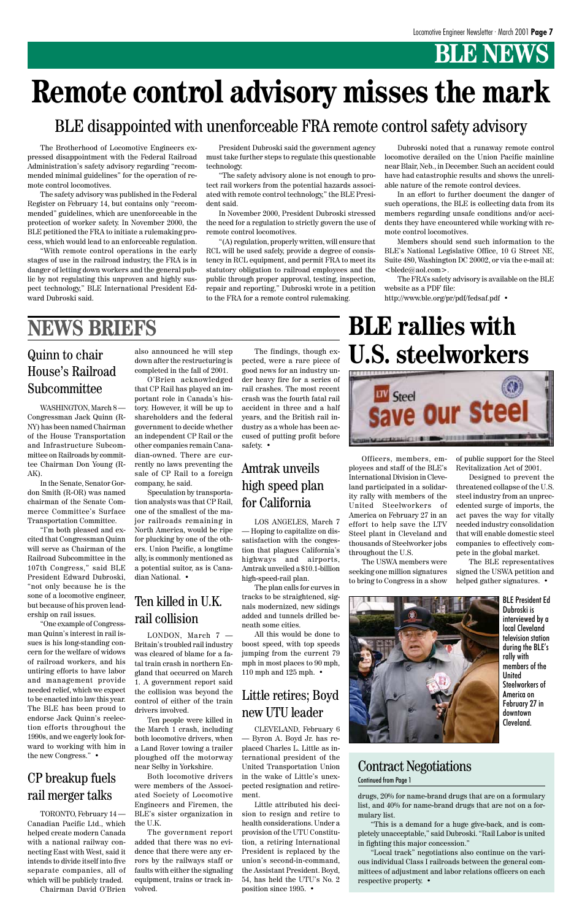# BLE NEWS

# Remote control advisory misses the mark

## BLE disappointed with unenforceable FRA remote control safety advisory

The Brotherhood of Locomotive Engineers expressed disappointment with the Federal Railroad Administration's safety advisory regarding "recommended minimal guidelines" for the operation of remote control locomotives.

The safety advisory was published in the Federal Register on February 14, but contains only "recommended" guidelines, which are unenforceable in the protection of worker safety. In November 2000, the BLE petitioned the FRA to initiate a rulemaking process, which would lead to an enforceable regulation.

"With remote control operations in the early stages of use in the railroad industry, the FRA is in danger of letting down workers and the general public by not regulating this unproven and highly suspect technology," BLE International President Edward Dubroski said.

President Dubroski said the government agency must take further steps to regulate this questionable technology.

"The safety advisory alone is not enough to protect rail workers from the potential hazards associated with remote control technology," the BLE President said.

In November 2000, President Dubroski stressed the need for a regulation to strictly govern the use of remote control locomotives.

"(A) regulation, properly written, will ensure that RCL will be used safely, provide a degree of consistency in RCL equipment, and permit FRA to meet its statutory obligation to railroad employees and the public through proper approval, testing, inspection, repair and reporting," Dubroski wrote in a petition to the FRA for a remote control rulemaking.

Dubroski noted that a runaway remote control locomotive derailed on the Union Pacific mainline near Blair, Neb., in December. Such an accident could have had catastrophic results and shows the unreliable nature of the remote control devices.

In an effort to further document the danger of such operations, the BLE is collecting data from its members regarding unsafe conditions and/or accidents they have encountered while working with remote control locomotives.

Members should send such information to the BLE's National Legislative Office, 10 G Street NE, Suite 480, Washington DC 20002, or via the e-mail at: <bledc@aol.com>.

The FRA's safety advisory is available on the BLE website as a PDF file:

http://www.ble.org/pr/pdf/fedsaf.pdf •

# NEWS BRIEFS

## Quinn to chair House's Railroad Subcommittee

WASHINGTON, March 8 — Congressman Jack Quinn (R-NY) has been named Chairman of the House Transportation and Infrastructure Subcommittee on Railroads by committee Chairman Don Young (R-AK).

In the Senate, Senator Gordon Smith (R-OR) was named chairman of the Senate Commerce Committee's Surface Transportation Committee.

"I'm both pleased and excited that Congressman Quinn will serve as Chairman of the Railroad Subcommittee in the 107th Congress," said BLE President Edward Dubroski, "not only because he is the sone of a locomotive engineer, but because of his proven leadership on rail issues.

"One example of Congressman Quinn's interest in rail issues is his long-standing concern for the welfare of widows of railroad workers, and his untiring efforts to have labor and management provide needed relief, which we expect to be enacted into law this year. The BLE has been proud to endorse Jack Quinn's reelection efforts throughout the 1990s, and we eagerly look forward to working with him in the new Congress." •

## CP breakup fuels rail merger talks

TORONTO, February 14 — Canadian Pacific Ltd., which helped create modern Canada with a national railway connecting East with West, said it intends to divide itself into five separate companies, all of which will be publicly traded.

Chairman David O'Brien also announced he will step down after the restructuring is completed in the fall of 2001.

O'Brien acknowledged that CP Rail has played an important role in Canada's history. However, it will be up to shareholders and the federal government to decide whether an independent CP Rail or the other companies remain Canadian-owned. There are currently no laws preventing the sale of CP Rail to a foreign company, he said.

Speculation by transportation analysts was that CP Rail, one of the smallest of the major railroads remaining in North America, would be ripe for plucking by one of the others. Union Pacific, a longtime ally, is commonly mentioned as a potential suitor, as is Canadian National. •

## Ten killed in U.K. rail collision

LONDON, March 7 — Britain's troubled rail industry was cleared of blame for a fatal train crash in northern England that occurred on March 1. A government report said the collision was beyond the control of either of the train drivers involved.

Ten people were killed in the March 1 crash, including both locomotive drivers, when a Land Rover towing a trailer ploughed off the motorway near Selby in Yorkshire.

Both locomotive drivers were members of the Associated Society of Locomotive Engineers and Firemen, the BLE's sister organization in the U.K.

The government report added that there was no evidence that there were any errors by the railways staff or faults with either the signaling equipment, trains or track involved.

The findings, though expected, were a rare piece of good news for an industry under heavy fire for a series of rail crashes. The most recent crash was the fourth fatal rail accident in three and a half years, and the British rail industry as a whole has been accused of putting profit before safety. •

## Amtrak unveils high speed plan for California

LOS ANGELES, March 7 — Hoping to capitalize on dissatisfaction with the congestion that plagues California's highways and airports, Amtrak unveiled a $10.1-billion high-speed-rail plan.

The plan calls for curves in tracks to be straightened, signals modernized, new sidings added and tunnels drilled beneath some cities.

All this would be done to boost speed, with top speeds jumping from the current 79 mph in most places to 90 mph, 110 mph and 125 mph. •

## Little retires; Boyd new UTU leader

CLEVELAND, February 6 — Byron A. Boyd Jr. has replaced Charles L. Little as international president of the United Transportation Union in the wake of Little's unexpected resignation and retirement.

Little attributed his decision to resign and retire to health considerations. Under a provision of the UTU Constitution, a retiring International President is replaced by the union's second-in-command, the Assistant President. Boyd, 54, has held the UTU's No. 2 position since 1995. •

# BLE rallies with U.S. steelworkers

Officers, members, employees and staff of the BLE's International Division in Cleveland participated in a solidarity rally with members of the United Steelworkers of America on February 27 in an effort to help save the LTV Steel plant in Cleveland and thousands of Steelworker jobs throughout the U.S.

The USWA members were seeking one million signatures to bring to Congress in a show of public support for the Steel Revitalization Act of 2001.

Designed to prevent the threatened collapse of the U.S. steel industry from an unprecedented surge of imports, the act paves the way for vitally needed industry consolidation that will enable domestic steel companies to effectively compete in the global market.

The BLE representatives signed the USWA petition and helped gather signatures. •

BLE President Ed Dubroski is interviewed by a local Cleveland television station during the BLE's rally with members of the United Steelworkers of America on February 27 in downtown Cleveland.

## Contract Negotiations

Continued from Page 1

drugs, 20% for name-brand drugs that are on a formulary list, and 40% for name-brand drugs that are not on a formulary list.

"This is a demand for a huge give-back, and is completely unacceptable," said Dubroski. "Rail Labor is united in fighting this major concession."

"Local track" negotiations also continue on the various individual Class I railroads between the general committees of adjustment and labor relations officers on each respective property. •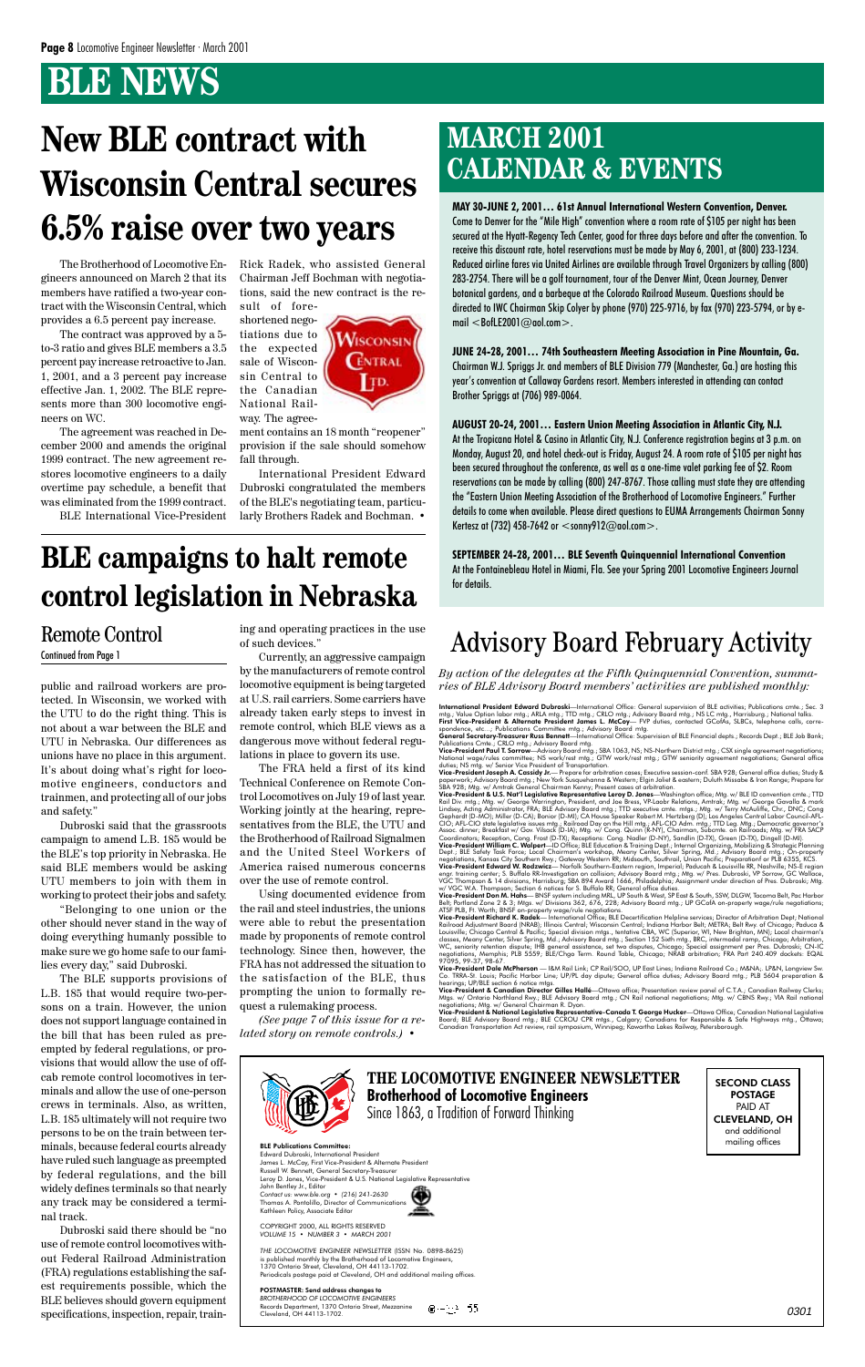# BLE NEWS

## New BLE contract with Wisconsin Central secures 6.5% raise over two years

The Brotherhood of Locomotive Engineers announced on March 2 that its members have ratified a two-year contract with the Wisconsin Central, which provides a 6.5 percent pay increase.

The contract was approved by a 5-to-3 ratio and gives BLE members a 3.5 percent pay increase retroactive to Jan. 1, 2001, and a 3 percent pay increase effective Jan. 1, 2002. The BLE represents more than 300 locomotive engineers on WC.

The agreement was reached in December 2000 and amends the original 1999 contract. The new agreement restores locomotive engineers to a daily overtime pay schedule, a benefit that was eliminated from the 1999 contract.

BLE International Vice-President Rick Radek, who assisted General Chairman Jeff Bochman with negotiations, said the new contract is the result of foreshortened negotiations due to the expected sale of Wisconsin Central to the Canadian National Railway. The agreement contains an 18 month "reopener" provision if the sale should somehow fall through.

International President Edward Dubroski congratulated the members of the BLE's negotiating team, particularly Brothers Radek and Bochman. •

## BLE campaigns to halt remote control legislation in Nebraska

### Remote Control

Continued from Page 1

public and railroad workers are protected. In Wisconsin, we worked with the UTU to do the right thing. This is not about a war between the BLE and UTU in Nebraska. Our differences as unions have no place in this argument. It's about doing what's right for locomotive engineers, conductors and trainmen, and protecting all of our jobs and safety."

Dubroski said that the grassroots campaign to amend L.B. 185 would be the BLE's top priority in Nebraska. He said BLE members would be asking UTU members to join with them in working to protect their jobs and safety.

"Belonging to one union or the other should never stand in the way of doing everything humanly possible to make sure we go home safe to our families every day," said Dubroski.

The BLE supports provisions of L.B. 185 that would require two-persons on a train. However, the union does not support language contained in the bill that has been ruled as preempted by federal regulations, or provisions that would allow the use of off-cab remote control locomotives in terminals and allow the use of one-person crews in terminals. Also, as written, L.B. 185 ultimately will not require two persons to be on the train between terminals, because federal courts already have ruled such language as preempted by federal regulations, and the bill widely defines terminals so that nearly any track may be considered a terminal track.

Dubroski said there should be "no use of remote control locomotives without Federal Railroad Administration (FRA) regulations establishing the safest requirements possible, which the BLE believes should govern equipment specifications, inspection, repair, training and operating practices in the use of such devices."

Currently, an aggressive campaign by the manufacturers of remote control locomotive equipment is being targeted at U.S. rail carriers. Some carriers have already taken early steps to invest in remote control, which BLE views as a dangerous move without federal regulations in place to govern its use.

The FRA held a first of its kind Technical Conference on Remote Control Locomotives on July 19 of last year. Working jointly at the hearing, representatives from the BLE, the UTU and the Brotherhood of Railroad Signalmen and the United Steel Workers of America raised numerous concerns over the use of remote control.

Using documented evidence from the rail and steel industries, the unions were able to rebut the presentation made by proponents of remote control technology. Since then, however, the FRA has not addressed the situation to the satisfaction of the BLE, thus prompting the union to formally request a rulemaking process.

*(See page 7 of this issue for a related story on remote controls.)* •

## MARCH 2001 CALENDAR & EVENTS

**MAY 30-JUNE 2, 2001… 61st Annual International Western Convention, Denver.** Come to Denver for the "Mile High" convention where a room rate of $105 per night has been secured at the Hyatt-Regency Tech Center, good for three days before and after the convention. To receive this discount rate, hotel reservations must be made by May 6, 2001, at (800) 233-1234. Reduced airline fares via United Airlines are available through Travel Organizers by calling (800) 283-2754. There will be a golf tournament, tour of the Denver Mint, Ocean Journey, Denver botanical gardens, and a barbeque at the Colorado Railroad Museum. Questions should be directed to IWC Chairman Skip Colyer by phone (970) 225-9716, by fax (970) 223-5794, or by e-mail <BofLE2001@aol.com>.

**JUNE 24-28, 2001… 74th Southeastern Meeting Association in Pine Mountain, Ga.** Chairman W.J. Spriggs Jr. and members of BLE Division 779 (Manchester, Ga.) are hosting this year's convention at Callaway Gardens resort. Members interested in attending can contact Brother Spriggs at (706) 989-0064.

**AUGUST 20-24, 2001… Eastern Union Meeting Association in Atlantic City, N.J.** At the Tropicana Hotel & Casino in Atlantic City, N.J. Conference registration begins at 3 p.m. on Monday, August 20, and hotel check-out is Friday, August 24. A room rate of $105 per night has been secured throughout the conference, as well as a one-time valet parking fee of $2. Room reservations can be made by calling (800) 247-8767. Those calling must state they are attending the "Eastern Union Meeting Association of the Brotherhood of Locomotive Engineers." Further details to come when available. Please direct questions to EUMA Arrangements Chairman Sonny Kertesz at (732) 458-7642 or <sonny912@aol.com>.

**SEPTEMBER 24-28, 2001… BLE Seventh Quinquennial International Convention** At the Fontainebleau Hotel in Miami, Fla. See your Spring 2001 Locomotive Engineers Journal for details.

## Advisory Board February Activity

*By action of the delegates at the Fifth Quinquennial Convention, summaries of BLE Advisory Board members' activities are published monthly:*

**International President Edward Dubroski**—International Office: General supervision of BLE activities; Publications cmte.; Sec. 3 mtg.; Value Option labor mtg.; ARLA mtg.; TTD mtg.; CRLO mtg.; Advisory Board mtg.; NS LC mtg., Harrisburg.; National talks.
**First Vice-President & Alternate President James L. McCay**— FVP duties, contacted GCofAs, SLBCs, telephone calls, correspondence, etc…; Publications Committee mtg.; Advisory Board mtg.
**General Secretary-Treasurer Russ Bennett**—International Office: Supervision of BLE Financial depts.; Records Dept.; BLE Job Bank; Publications Cmte.; CRLO mtg.; Advisory Board mtg.
**Vice-President Paul T. Sorrow**—Advisory Board mtg.; SBA 1063, NS; NS-Northern District mtg.; CSX single agreement negotiations; National wage/rules committee; NS work/rest mtg.; GTW work/rest mtg.; GTW seniority agreement negotiations; General office duties, NS mtg. w/ Senior Vice President of Transportation.
**Vice-President Joseph A. Cassidy Jr.**— Prepare for arbitration cases; Executive session-conf. SBA 928; General office duties; Study & paperwork; Advisory Board mtg.; New York Susquehanna & Western; Elgin Joliet & eastern; Duluth Missabe & Iron Range; Prepare for SBA 928; Mtg. w/ Amtrak General Chairman Kenny; Present cases at arbitration.
**Vice-President & U.S. Nat'l Legislative Representative Leroy D. Jones**—Washington office; Mtg. w/ BLE ID convention cmte.; TTD Rail Div. mtg.; Mtg. w/ George Warrington, President, and Joe Bress, VP-Laabr Relations, Amtrak; Mtg. w/ George Gavalla & mark Lindsey, Acting Administrator, FRA; BLE Advisory Board mtg.; TTD executive cmte. mtgs.; Mtg. w/ Terry McAuliffe, Chr., DNC; Cong Gephardt (D-MO); Miller (D-CA); Bonior (D-MI); CA House Speaker Robert M. Hertzberg (D); Los Angeles Central Labor Council-AFL-CIO; AFL-CIO state legislative issues mtg.; Railroad Day on the Hill mtg.; AFL-CIO Adm. mtg.; TTD Leg. Mtg.; Democratic governor's Assoc. dinner; Breakfast w/ Gov. Vilsack (D-IA); Mtg. w/ Cong. Quinn (R-NY), Chairman, Subcmte. on Railroads, Mtg. w/ FRA SACP Coordinators; Reception, Cong. Frost (D-TX); Receptions: Cong. Nadler (D-NY), Sandlin (D-TX), Green (D-TX), Dingell (D-MI).
**Vice-President William C. Walpert**—ID Office; BLE Education & Training Dept.; Internal Organizing, Mobilizing & Strategic Planning Dept.; BLE Safety Task Force; Local Chairman's workshop, Meany Center, Silver Spring, Md.; Advisory Board mtg.; On-property negotiations, Kansas City Southern Rwy.; Gateway Western RR; Midsouth, Southrail, Union Pacific; Preparationf or PLB 6355, KCS.
**Vice-President Edward W. Rodzwicz**— Norfolk Southern-Eastern region, Imperial; Paducah & Louisville RR; Nashville; NS-E region engr. training center; S. Buffalo RR-Investigation on collision; Advisory Board mtg.; Mtg. w/ Pres. Dubroski, VP Sorrow, GC Wallace, VGC Thompson & 14 divisions, Harrisburg; SBA 894 Award 1666, Philadelphia; Assignment under direction of Pres. Dubroski; Mtg. w/ VGC W.A. Thompson; Section 6 notices for S. Buffalo RR; General office duties.
**Vice-President Don M. Hahs**— BNSF system including MRL, UP South & West, SP East & South, SSW, DLGW, Tacoma Belt, Pac Harbor Belt; Portland Zone 2 & 3; Mtgs. w/ Divisions 362, 676, 228; Advisory Board mtg.; UP GCofA on-property wage/rule negotiations, ATSF PLB, Ft. Worth; BNSF on-property wage/rule negotiations.
**Vice-President Richard K. Radek**— International Office; BLE Decertification Helpline services; Director of Arbitration Dept; National Railroad Adjustment Board (NRAB); Illinois Central; Wisconsin Central; Indiana Harbor Belt; METRA; Belt Rwy. of Chicago; Paduca & Louisville; Chicago Central & Pacific; Special division mtgs., tentative CBA, WC (Superior, WI, New Brighton, MN); Local chairman's classes, Meany Center, Silver Spring, Md.; Advisory Board mtg.; Section 152 Sixth mtg., BRC, intermodal ramp, Chicago; Arbitration, WC, seniority retention dispute; IHB general assistance, set two disputes, Chicago; Special assignment per Pres. Dubroski; CN-IC negotiations, Memphis; PLB 5559, BLE/Chgo Term. Round Table, Chicago; NRAB arbitration; FRA Part 240.409 dockets. EQAL 97095, 99-37, 98-67.
**Vice-President Dale McPherson** — I&M Rail Link; CP Rail/SOO, UP East Lines; Indiana Railroad Co.; M&NA;. LP&N, Longview Sw. Co. TRRA-St. Louis; Pacific Harbor Line; UP/PL day dipute; General office duties; Advisory Board mtg.; PLB 5604 preparation & hearings; UP/BLE section 6 notice mtgs.
**Vice-President & Canadian Director Gilles Hallé**—Ottawa office; Presentation review panel of C.T.A.; Canadian Railway Clerks; Mtgs. w/ Ontario Northland Rwy.; BLE Advisory Board mtg.; CN Rail national negotiations; Mtg. w/ CBNS Rwy.; VIA Rail national negotiations; Mtg. w/ General Chairman R. Dyon.
**Vice-President & National Legislative Representative–Canada T. George Hucker**—Ottawa Office; Canadian National Legislative Board; BLE Advisory Board mtg.; BLE CCROU CPR mtgs., Calgary; Canadians for Responsible & Safe Highways mtg., Ottawa; Canadian Transportation Act review, rail symposium, Winnipeg; Kawartha Lakes Railway, Petersborough.

---

**THE LOCOMOTIVE ENGINEER NEWSLETTER**
**Brotherhood of Locomotive Engineers**
Since 1863, a Tradition of Forward Thinking

SECOND CLASS POSTAGE PAID AT CLEVELAND, OH and additional mailing offices

**BLE Publications Committee:**
Edward Dubroski, International President
James L. McCay, First Vice-President & Alternate President
Russell W. Bennett, General Secretary-Treasurer
Leroy D. Jones, Vice-President & U.S. National Legislative Representative
John Bentley Jr., Editor
*Contact us:* www.ble.org • (216) 241-2630
Thomas A. Pontolillo, Director of Communications
Kathleen Policy, Associate Editor

COPYRIGHT 2000, ALL RIGHTS RESERVED
VOLUME 15 • NUMBER 3 • MARCH 2001

*THE LOCOMOTIVE ENGINEER NEWSLETTER* (ISSN No. 0898-8625) is published monthly by the Brotherhood of Locomotive Engineers, 1370 Ontario Street, Cleveland, OH 44113-1702. Periodicals postage paid at Cleveland, OH and additional mailing offices.

**POSTMASTER: Send address changes to**
*BROTHERHOOD OF LOCOMOTIVE ENGINEERS*
Records Department, 1370 Ontario Street, Mezzanine
Cleveland, OH 44113-1702.

0301